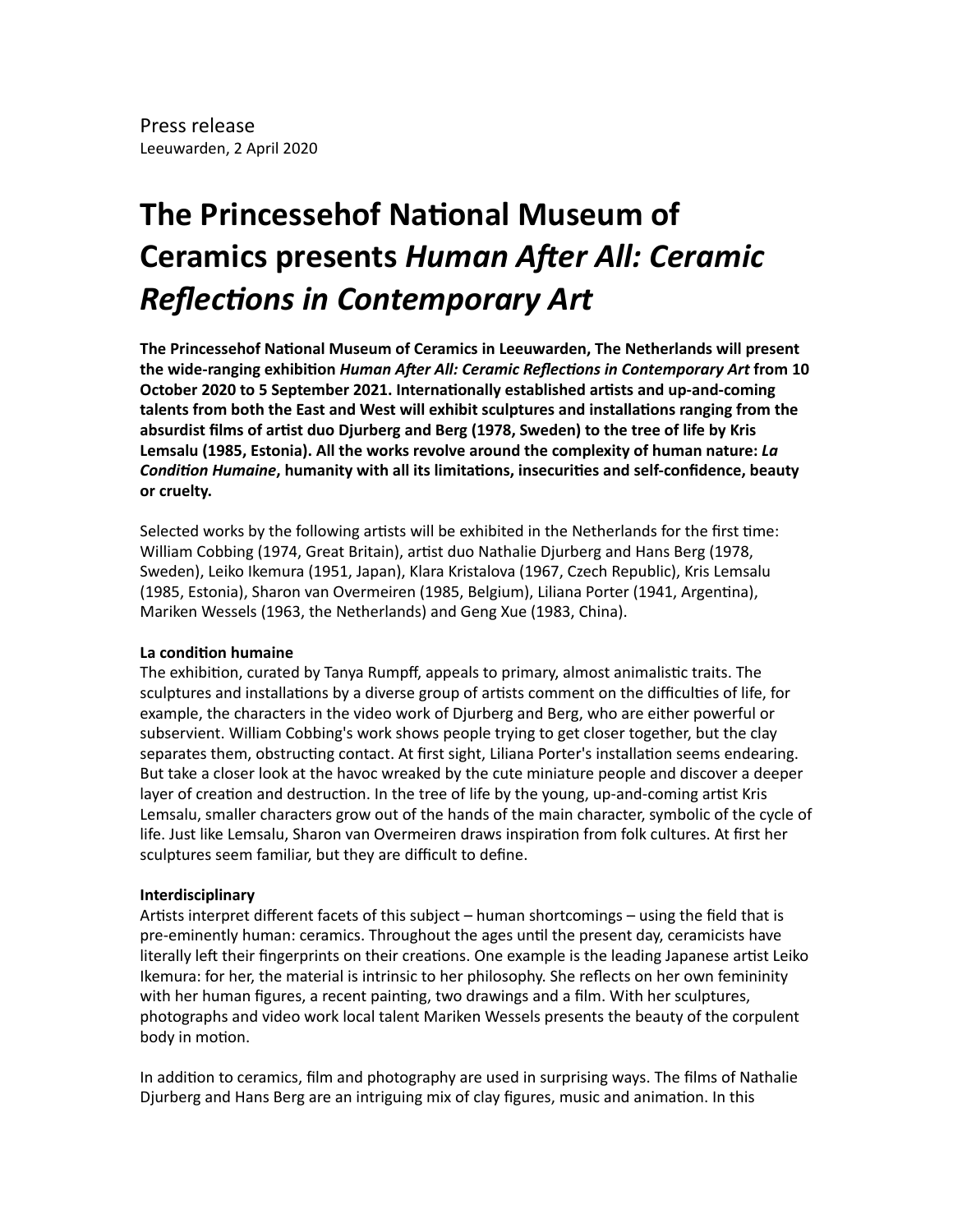Press release
Leeuwarden, 2 April 2020

# The Princessehof National Museum of Ceramics presents *Human After All: Ceramic Reflections in Contemporary Art*

**The Princessehof National Museum of Ceramics in Leeuwarden, The Netherlands will present the wide-ranging exhibition *Human After All: Ceramic Reflections in Contemporary Art* from 10 October 2020 to 5 September 2021. Internationally established artists and up-and-coming talents from both the East and West will exhibit sculptures and installations ranging from the absurdist films of artist duo Djurberg and Berg (1978, Sweden) to the tree of life by Kris Lemsalu (1985, Estonia). All the works revolve around the complexity of human nature: *La Condition Humaine*, humanity with all its limitations, insecurities and self-confidence, beauty or cruelty.**

Selected works by the following artists will be exhibited in the Netherlands for the first time: William Cobbing (1974, Great Britain), artist duo Nathalie Djurberg and Hans Berg (1978, Sweden), Leiko Ikemura (1951, Japan), Klara Kristalova (1967, Czech Republic), Kris Lemsalu (1985, Estonia), Sharon van Overmeiren (1985, Belgium), Liliana Porter (1941, Argentina), Mariken Wessels (1963, the Netherlands) and Geng Xue (1983, China).

**La condition humaine**
The exhibition, curated by Tanya Rumpff, appeals to primary, almost animalistic traits. The sculptures and installations by a diverse group of artists comment on the difficulties of life, for example, the characters in the video work of Djurberg and Berg, who are either powerful or subservient. William Cobbing's work shows people trying to get closer together, but the clay separates them, obstructing contact. At first sight, Liliana Porter's installation seems endearing. But take a closer look at the havoc wreaked by the cute miniature people and discover a deeper layer of creation and destruction. In the tree of life by the young, up-and-coming artist Kris Lemsalu, smaller characters grow out of the hands of the main character, symbolic of the cycle of life. Just like Lemsalu, Sharon van Overmeiren draws inspiration from folk cultures. At first her sculptures seem familiar, but they are difficult to define.

**Interdisciplinary**
Artists interpret different facets of this subject – human shortcomings – using the field that is pre-eminently human: ceramics. Throughout the ages until the present day, ceramicists have literally left their fingerprints on their creations. One example is the leading Japanese artist Leiko Ikemura: for her, the material is intrinsic to her philosophy. She reflects on her own femininity with her human figures, a recent painting, two drawings and a film. With her sculptures, photographs and video work local talent Mariken Wessels presents the beauty of the corpulent body in motion.

In addition to ceramics, film and photography are used in surprising ways. The films of Nathalie Djurberg and Hans Berg are an intriguing mix of clay figures, music and animation. In this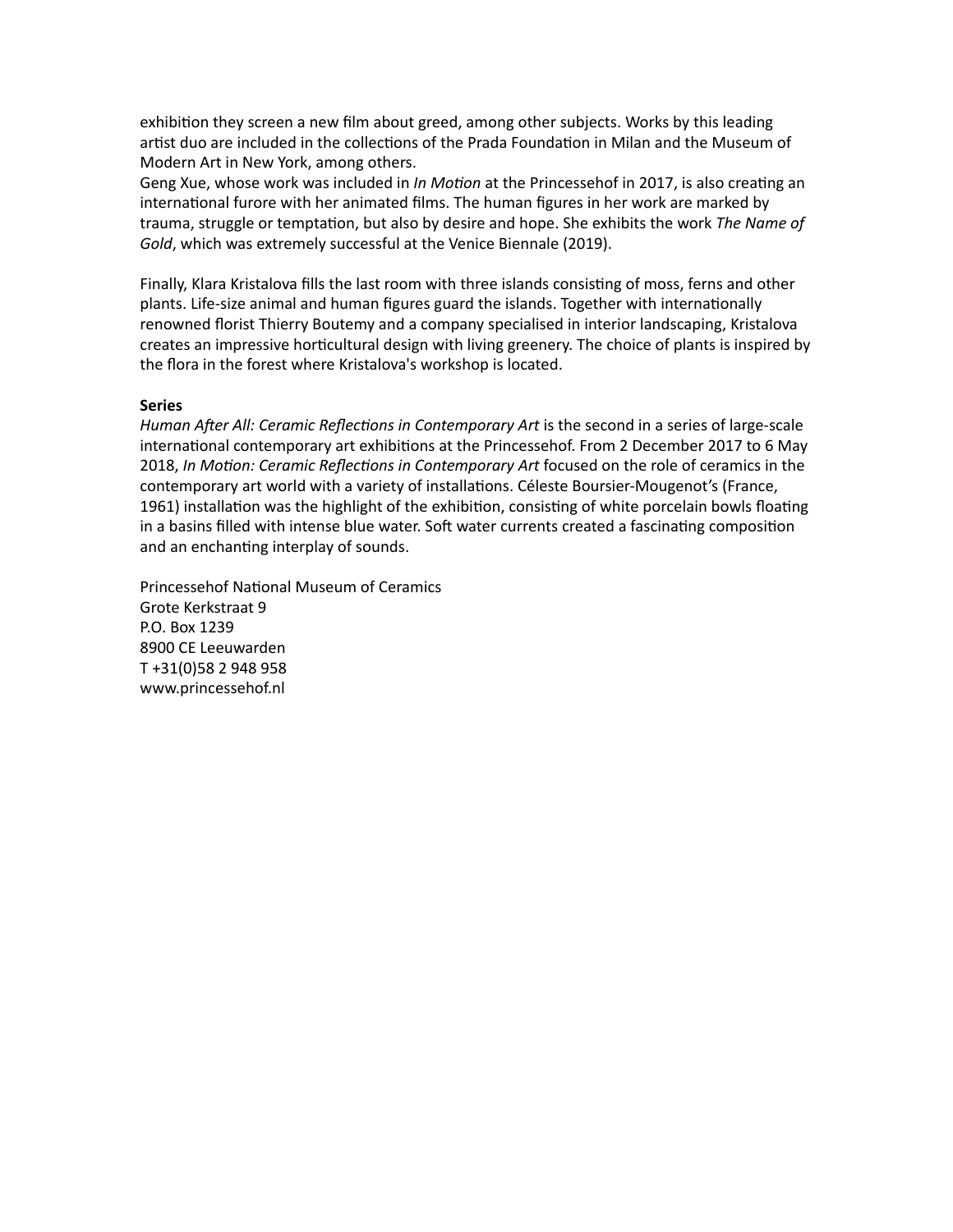exhibition they screen a new film about greed, among other subjects. Works by this leading artist duo are included in the collections of the Prada Foundation in Milan and the Museum of Modern Art in New York, among others.
Geng Xue, whose work was included in *In Motion* at the Princessehof in 2017, is also creating an international furore with her animated films. The human figures in her work are marked by trauma, struggle or temptation, but also by desire and hope. She exhibits the work *The Name of Gold*, which was extremely successful at the Venice Biennale (2019).

Finally, Klara Kristalova fills the last room with three islands consisting of moss, ferns and other plants. Life-size animal and human figures guard the islands. Together with internationally renowned florist Thierry Boutemy and a company specialised in interior landscaping, Kristalova creates an impressive horticultural design with living greenery. The choice of plants is inspired by the flora in the forest where Kristalova's workshop is located.

**Series**
*Human After All: Ceramic Reflections in Contemporary Art* is the second in a series of large-scale international contemporary art exhibitions at the Princessehof. From 2 December 2017 to 6 May 2018, *In Motion: Ceramic Reflections in Contemporary Art* focused on the role of ceramics in the contemporary art world with a variety of installations. Céleste Boursier-Mougenot's (France, 1961) installation was the highlight of the exhibition, consisting of white porcelain bowls floating in a basins filled with intense blue water. Soft water currents created a fascinating composition and an enchanting interplay of sounds.

Princessehof National Museum of Ceramics
Grote Kerkstraat 9
P.O. Box 1239
8900 CE Leeuwarden
T +31(0)58 2 948 958
www.princessehof.nl